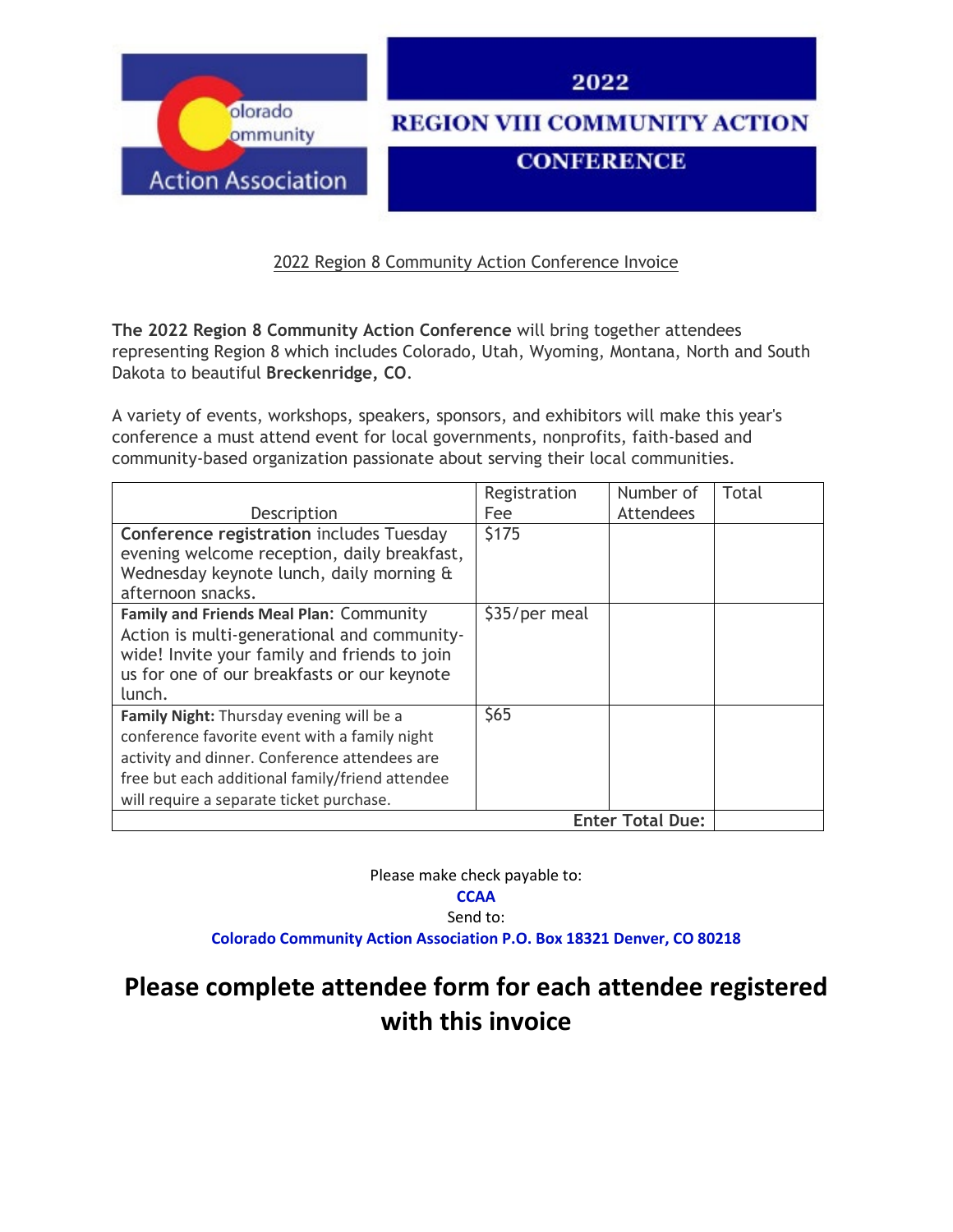Colorado Community Action Association

# 2022 REGION VIII COMMUNITY ACTION CONFERENCE

2022 Region 8 Community Action Conference Invoice

**The 2022 Region 8 Community Action Conference** will bring together attendees representing Region 8 which includes Colorado, Utah, Wyoming, Montana, North and South Dakota to beautiful **Breckenridge, CO**.

A variety of events, workshops, speakers, sponsors, and exhibitors will make this year's conference a must attend event for local governments, nonprofits, faith-based and community-based organization passionate about serving their local communities.

| Description | Registration Fee | Number of Attendees | Total |
|---|---|---|---|
| **Conference registration** includes Tuesday evening welcome reception, daily breakfast, Wednesday keynote lunch, daily morning & afternoon snacks. | $175 | | |
| **Family and Friends Meal Plan**: Community Action is multi-generational and community-wide! Invite your family and friends to join us for one of our breakfasts or our keynote lunch. | $35/per meal | | |
| **Family Night:** Thursday evening will be a conference favorite event with a family night activity and dinner. Conference attendees are free but each additional family/friend attendee will require a separate ticket purchase. | $65 | | |
| | | **Enter Total Due:** | |

Please make check payable to:

**CCAA**

Send to:

**Colorado Community Action Association P.O. Box 18321 Denver, CO 80218**

## Please complete attendee form for each attendee registered with this invoice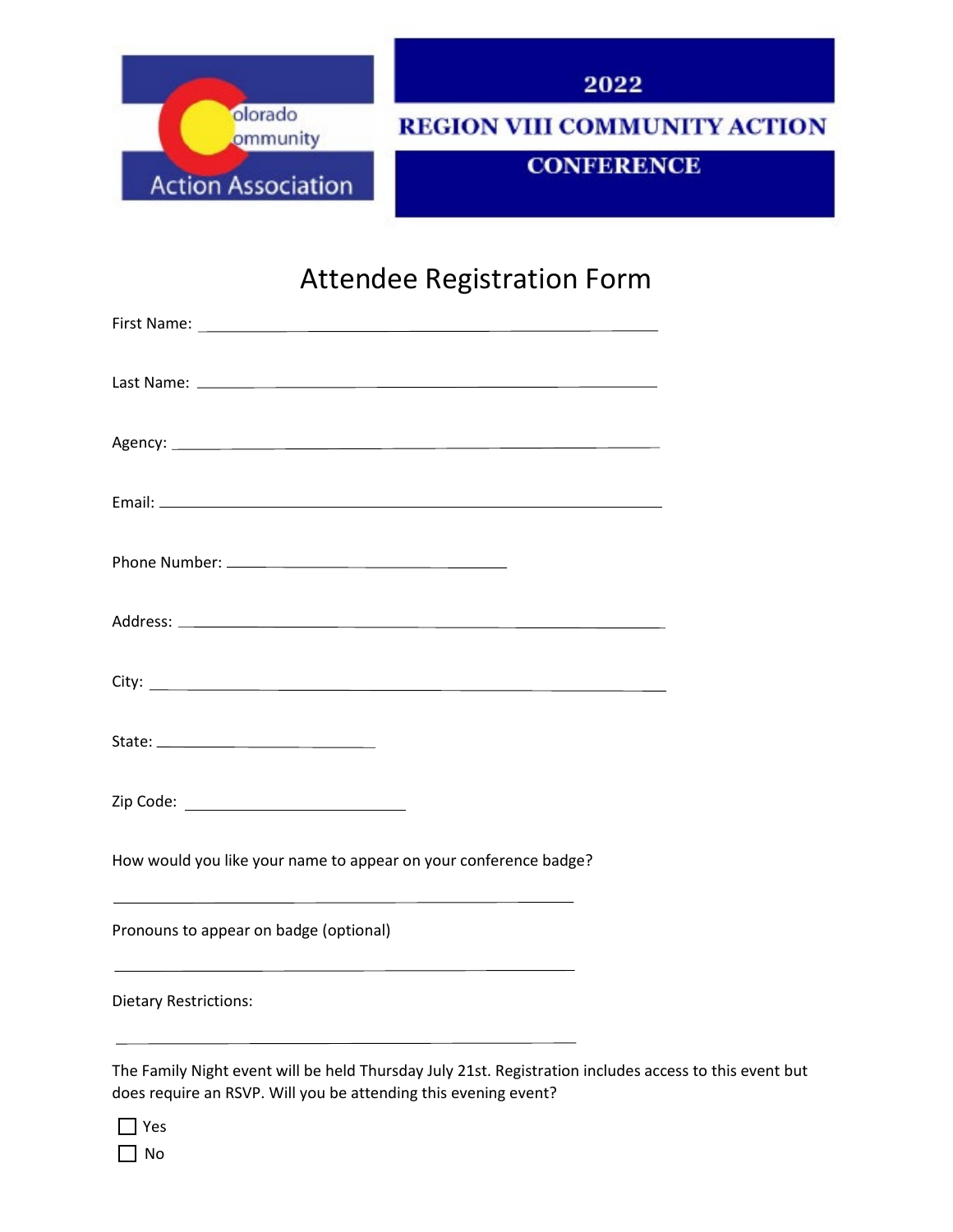Colorado Community Action Association

2022

REGION VIII COMMUNITY ACTION

CONFERENCE

# Attendee Registration Form

First Name: ______________________________

Last Name: ______________________________

Agency: ______________________________

Email: ______________________________

Phone Number: ____________________

Address: ______________________________

City: ______________________________

State: ________________

Zip Code: ________________

How would you like your name to appear on your conference badge?

______________________________

Pronouns to appear on badge (optional)

______________________________

Dietary Restrictions:

______________________________

The Family Night event will be held Thursday July 21st. Registration includes access to this event but does require an RSVP. Will you be attending this evening event?

☐ Yes

☐ No